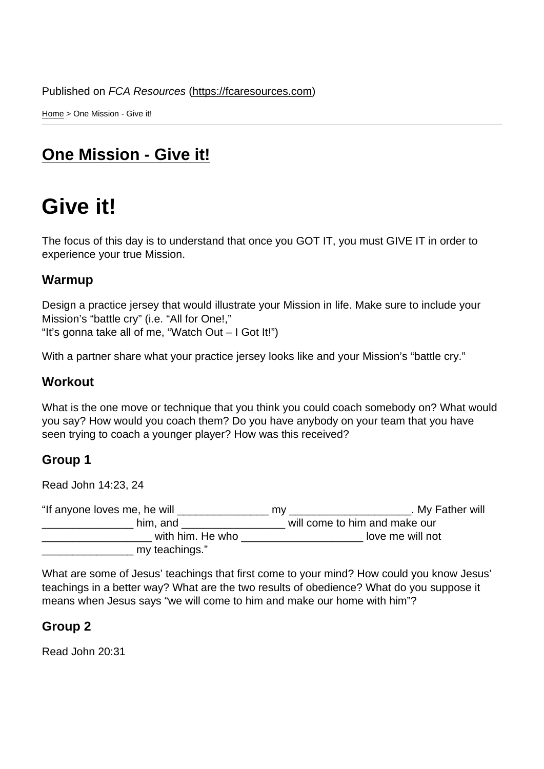Published on *FCA Resources* (https://fcaresources.com)

Home > One Mission - Give it!

# One Mission - Give it!

# Give it!

The focus of this day is to understand that once you GOT IT, you must GIVE IT in order to experience your true Mission.

### Warmup

Design a practice jersey that would illustrate your Mission in life. Make sure to include your Mission's "battle cry" (i.e. "All for One!,"
"It's gonna take all of me, "Watch Out – I Got It!")

With a partner share what your practice jersey looks like and your Mission's "battle cry."

### Workout

What is the one move or technique that you think you could coach somebody on? What would you say? How would you coach them? Do you have anybody on your team that you have seen trying to coach a younger player? How was this received?

### Group 1

Read John 14:23, 24

"If anyone loves me, he will _______________ my ____________________. My Father will _______________ him, and _________________ will come to him and make our __________________ with him. He who ____________________ love me will not _______________ my teachings."

What are some of Jesus' teachings that first come to your mind? How could you know Jesus' teachings in a better way? What are the two results of obedience? What do you suppose it means when Jesus says "we will come to him and make our home with him"?

### Group 2

Read John 20:31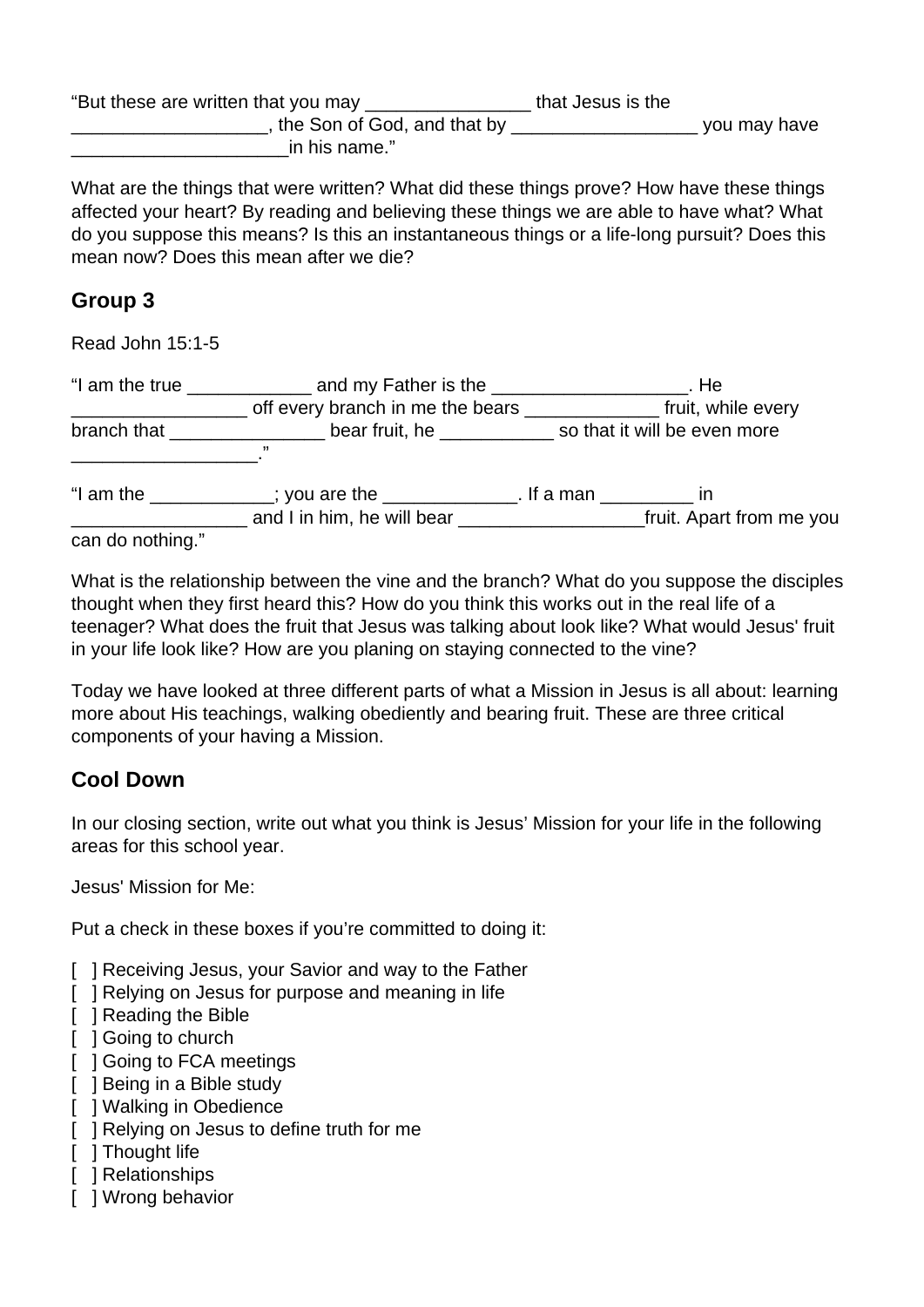“But these are written that you may ________________ that Jesus is the ___________________, the Son of God, and that by __________________ you may have _____________________in his name.”

What are the things that were written? What did these things prove? How have these things affected your heart? By reading and believing these things we are able to have what? What do you suppose this means? Is this an instantaneous things or a life-long pursuit? Does this mean now? Does this mean after we die?

## Group 3

Read John 15:1-5

“I am the true ____________ and my Father is the ___________________. He _________________ off every branch in me the bears _____________ fruit, while every branch that _______________ bear fruit, he ___________ so that it will be even more __________________.”

“I am the ____________; you are the _____________. If a man _________ in _________________ and I in him, he will bear __________________fruit. Apart from me you can do nothing.”

What is the relationship between the vine and the branch? What do you suppose the disciples thought when they first heard this? How do you think this works out in the real life of a teenager? What does the fruit that Jesus was talking about look like? What would Jesus' fruit in your life look like? How are you planing on staying connected to the vine?

Today we have looked at three different parts of what a Mission in Jesus is all about: learning more about His teachings, walking obediently and bearing fruit. These are three critical components of your having a Mission.

## Cool Down

In our closing section, write out what you think is Jesus’ Mission for your life in the following areas for this school year.

Jesus' Mission for Me:

Put a check in these boxes if you’re committed to doing it:

[ ] Receiving Jesus, your Savior and way to the Father
[ ] Relying on Jesus for purpose and meaning in life
[ ] Reading the Bible
[ ] Going to church
[ ] Going to FCA meetings
[ ] Being in a Bible study
[ ] Walking in Obedience
[ ] Relying on Jesus to define truth for me
[ ] Thought life
[ ] Relationships
[ ] Wrong behavior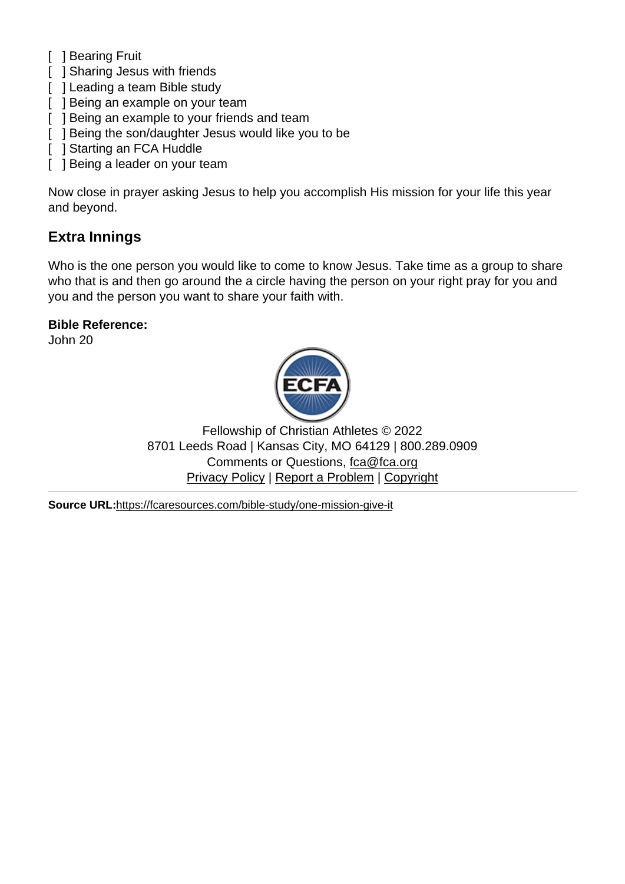[ ] Bearing Fruit
[ ] Sharing Jesus with friends
[ ] Leading a team Bible study
[ ] Being an example on your team
[ ] Being an example to your friends and team
[ ] Being the son/daughter Jesus would like you to be
[ ] Starting an FCA Huddle
[ ] Being a leader on your team

Now close in prayer asking Jesus to help you accomplish His mission for your life this year and beyond.

## Extra Innings

Who is the one person you would like to come to know Jesus. Take time as a group to share who that is and then go around the a circle having the person on your right pray for you and you and the person you want to share your faith with.

**Bible Reference:**
John 20

Fellowship of Christian Athletes © 2022
8701 Leeds Road | Kansas City, MO 64129 | 800.289.0909
Comments or Questions, fca@fca.org
Privacy Policy | Report a Problem | Copyright

**Source URL:** https://fcaresources.com/bible-study/one-mission-give-it